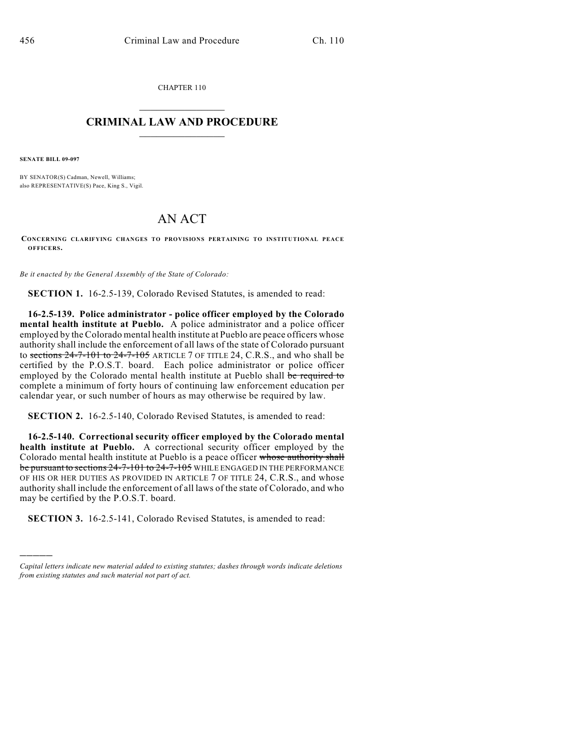CHAPTER 110

# CRIMINAL LAW AND PROCEDURE

**SENATE BILL 09-097**

BY SENATOR(S) Cadman, Newell, Williams;
also REPRESENTATIVE(S) Pace, King S., Vigil.

# AN ACT

CONCERNING CLARIFYING CHANGES TO PROVISIONS PERTAINING TO INSTITUTIONAL PEACE OFFICERS.

*Be it enacted by the General Assembly of the State of Colorado:*

**SECTION 1.** 16-2.5-139, Colorado Revised Statutes, is amended to read:

**16-2.5-139. Police administrator - police officer employed by the Colorado mental health institute at Pueblo.** A police administrator and a police officer employed by the Colorado mental health institute at Pueblo are peace officers whose authority shall include the enforcement of all laws of the state of Colorado pursuant to ~~sections 24-7-101 to 24-7-105~~ ARTICLE 7 OF TITLE 24, C.R.S., and who shall be certified by the P.O.S.T. board. Each police administrator or police officer employed by the Colorado mental health institute at Pueblo shall ~~be required to~~ complete a minimum of forty hours of continuing law enforcement education per calendar year, or such number of hours as may otherwise be required by law.

**SECTION 2.** 16-2.5-140, Colorado Revised Statutes, is amended to read:

**16-2.5-140. Correctional security officer employed by the Colorado mental health institute at Pueblo.** A correctional security officer employed by the Colorado mental health institute at Pueblo is a peace officer ~~whose authority shall be pursuant to sections 24-7-101 to 24-7-105~~ WHILE ENGAGED IN THE PERFORMANCE OF HIS OR HER DUTIES AS PROVIDED IN ARTICLE 7 OF TITLE 24, C.R.S., and whose authority shall include the enforcement of all laws of the state of Colorado, and who may be certified by the P.O.S.T. board.

**SECTION 3.** 16-2.5-141, Colorado Revised Statutes, is amended to read:

---

*Capital letters indicate new material added to existing statutes; dashes through words indicate deletions from existing statutes and such material not part of act.*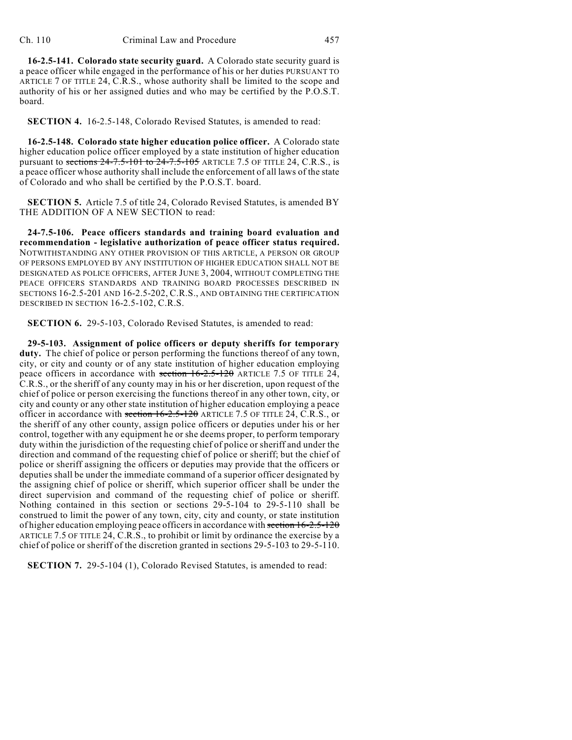**16-2.5-141. Colorado state security guard.** A Colorado state security guard is a peace officer while engaged in the performance of his or her duties PURSUANT TO ARTICLE 7 OF TITLE 24, C.R.S., whose authority shall be limited to the scope and authority of his or her assigned duties and who may be certified by the P.O.S.T. board.

**SECTION 4.** 16-2.5-148, Colorado Revised Statutes, is amended to read:

**16-2.5-148. Colorado state higher education police officer.** A Colorado state higher education police officer employed by a state institution of higher education pursuant to ~~sections 24-7.5-101 to 24-7.5-105~~ ARTICLE 7.5 OF TITLE 24, C.R.S., is a peace officer whose authority shall include the enforcement of all laws of the state of Colorado and who shall be certified by the P.O.S.T. board.

**SECTION 5.** Article 7.5 of title 24, Colorado Revised Statutes, is amended BY THE ADDITION OF A NEW SECTION to read:

**24-7.5-106. Peace officers standards and training board evaluation and recommendation - legislative authorization of peace officer status required.** NOTWITHSTANDING ANY OTHER PROVISION OF THIS ARTICLE, A PERSON OR GROUP OF PERSONS EMPLOYED BY ANY INSTITUTION OF HIGHER EDUCATION SHALL NOT BE DESIGNATED AS POLICE OFFICERS, AFTER JUNE 3, 2004, WITHOUT COMPLETING THE PEACE OFFICERS STANDARDS AND TRAINING BOARD PROCESSES DESCRIBED IN SECTIONS 16-2.5-201 AND 16-2.5-202, C.R.S., AND OBTAINING THE CERTIFICATION DESCRIBED IN SECTION 16-2.5-102, C.R.S.

**SECTION 6.** 29-5-103, Colorado Revised Statutes, is amended to read:

**29-5-103. Assignment of police officers or deputy sheriffs for temporary duty.** The chief of police or person performing the functions thereof of any town, city, or city and county or of any state institution of higher education employing peace officers in accordance with ~~section 16-2.5-120~~ ARTICLE 7.5 OF TITLE 24, C.R.S., or the sheriff of any county may in his or her discretion, upon request of the chief of police or person exercising the functions thereof in any other town, city, or city and county or any other state institution of higher education employing a peace officer in accordance with ~~section 16-2.5-120~~ ARTICLE 7.5 OF TITLE 24, C.R.S., or the sheriff of any other county, assign police officers or deputies under his or her control, together with any equipment he or she deems proper, to perform temporary duty within the jurisdiction of the requesting chief of police or sheriff and under the direction and command of the requesting chief of police or sheriff; but the chief of police or sheriff assigning the officers or deputies may provide that the officers or deputies shall be under the immediate command of a superior officer designated by the assigning chief of police or sheriff, which superior officer shall be under the direct supervision and command of the requesting chief of police or sheriff. Nothing contained in this section or sections 29-5-104 to 29-5-110 shall be construed to limit the power of any town, city, city and county, or state institution of higher education employing peace officers in accordance with ~~section 16-2.5-120~~ ARTICLE 7.5 OF TITLE 24, C.R.S., to prohibit or limit by ordinance the exercise by a chief of police or sheriff of the discretion granted in sections 29-5-103 to 29-5-110.

**SECTION 7.** 29-5-104 (1), Colorado Revised Statutes, is amended to read: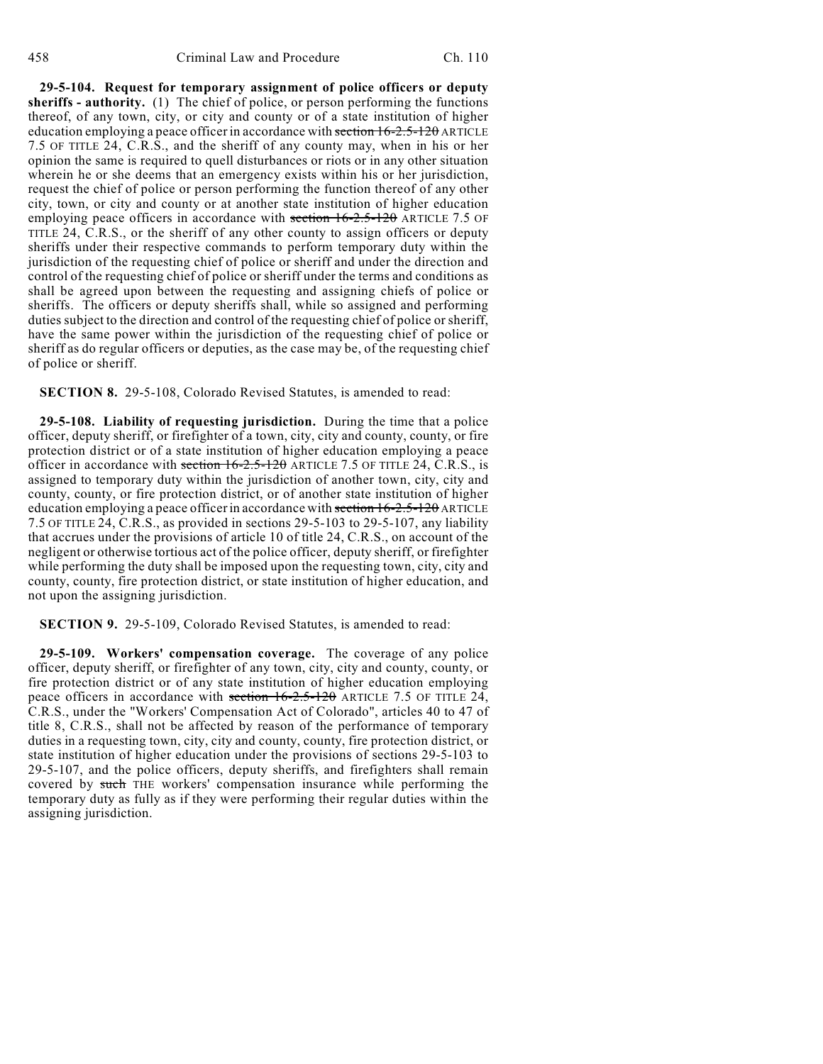**29-5-104. Request for temporary assignment of police officers or deputy sheriffs - authority.** (1) The chief of police, or person performing the functions thereof, of any town, city, or city and county or of a state institution of higher education employing a peace officer in accordance with ~~section 16-2.5-120~~ ARTICLE 7.5 OF TITLE 24, C.R.S., and the sheriff of any county may, when in his or her opinion the same is required to quell disturbances or riots or in any other situation wherein he or she deems that an emergency exists within his or her jurisdiction, request the chief of police or person performing the function thereof of any other city, town, or city and county or at another state institution of higher education employing peace officers in accordance with ~~section 16-2.5-120~~ ARTICLE 7.5 OF TITLE 24, C.R.S., or the sheriff of any other county to assign officers or deputy sheriffs under their respective commands to perform temporary duty within the jurisdiction of the requesting chief of police or sheriff and under the direction and control of the requesting chief of police or sheriff under the terms and conditions as shall be agreed upon between the requesting and assigning chiefs of police or sheriffs. The officers or deputy sheriffs shall, while so assigned and performing duties subject to the direction and control of the requesting chief of police or sheriff, have the same power within the jurisdiction of the requesting chief of police or sheriff as do regular officers or deputies, as the case may be, of the requesting chief of police or sheriff.

**SECTION 8.** 29-5-108, Colorado Revised Statutes, is amended to read:

**29-5-108. Liability of requesting jurisdiction.** During the time that a police officer, deputy sheriff, or firefighter of a town, city, city and county, county, or fire protection district or of a state institution of higher education employing a peace officer in accordance with ~~section 16-2.5-120~~ ARTICLE 7.5 OF TITLE 24, C.R.S., is assigned to temporary duty within the jurisdiction of another town, city, city and county, county, or fire protection district, or of another state institution of higher education employing a peace officer in accordance with ~~section 16-2.5-120~~ ARTICLE 7.5 OF TITLE 24, C.R.S., as provided in sections 29-5-103 to 29-5-107, any liability that accrues under the provisions of article 10 of title 24, C.R.S., on account of the negligent or otherwise tortious act of the police officer, deputy sheriff, or firefighter while performing the duty shall be imposed upon the requesting town, city, city and county, county, fire protection district, or state institution of higher education, and not upon the assigning jurisdiction.

**SECTION 9.** 29-5-109, Colorado Revised Statutes, is amended to read:

**29-5-109. Workers' compensation coverage.** The coverage of any police officer, deputy sheriff, or firefighter of any town, city, city and county, county, or fire protection district or of any state institution of higher education employing peace officers in accordance with ~~section 16-2.5-120~~ ARTICLE 7.5 OF TITLE 24, C.R.S., under the "Workers' Compensation Act of Colorado", articles 40 to 47 of title 8, C.R.S., shall not be affected by reason of the performance of temporary duties in a requesting town, city, city and county, county, fire protection district, or state institution of higher education under the provisions of sections 29-5-103 to 29-5-107, and the police officers, deputy sheriffs, and firefighters shall remain covered by ~~such~~ THE workers' compensation insurance while performing the temporary duty as fully as if they were performing their regular duties within the assigning jurisdiction.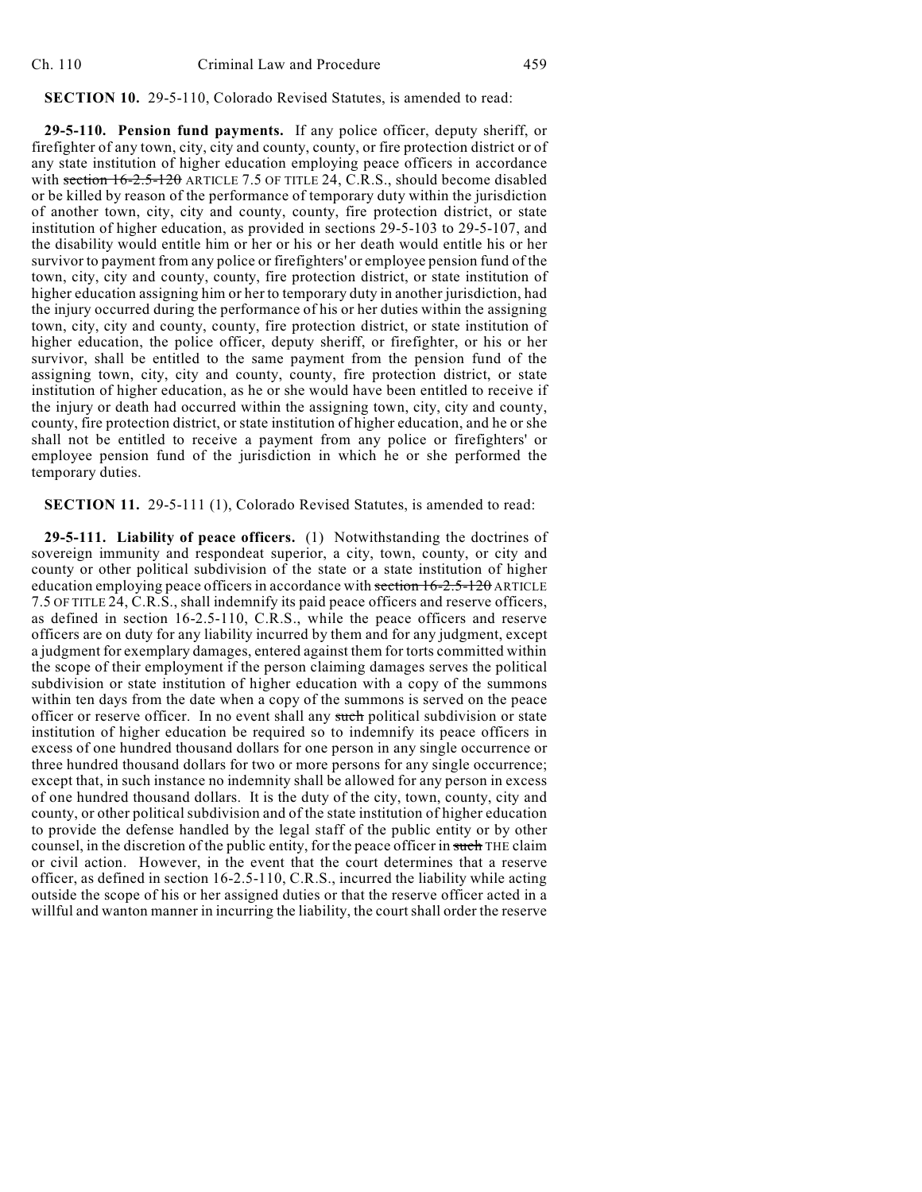**SECTION 10.** 29-5-110, Colorado Revised Statutes, is amended to read:

**29-5-110. Pension fund payments.** If any police officer, deputy sheriff, or firefighter of any town, city, city and county, county, or fire protection district or of any state institution of higher education employing peace officers in accordance with ~~section 16-2.5-120~~ ARTICLE 7.5 OF TITLE 24, C.R.S., should become disabled or be killed by reason of the performance of temporary duty within the jurisdiction of another town, city, city and county, county, fire protection district, or state institution of higher education, as provided in sections 29-5-103 to 29-5-107, and the disability would entitle him or her or his or her death would entitle his or her survivor to payment from any police or firefighters' or employee pension fund of the town, city, city and county, county, fire protection district, or state institution of higher education assigning him or her to temporary duty in another jurisdiction, had the injury occurred during the performance of his or her duties within the assigning town, city, city and county, county, fire protection district, or state institution of higher education, the police officer, deputy sheriff, or firefighter, or his or her survivor, shall be entitled to the same payment from the pension fund of the assigning town, city, city and county, county, fire protection district, or state institution of higher education, as he or she would have been entitled to receive if the injury or death had occurred within the assigning town, city, city and county, county, fire protection district, or state institution of higher education, and he or she shall not be entitled to receive a payment from any police or firefighters' or employee pension fund of the jurisdiction in which he or she performed the temporary duties.

**SECTION 11.** 29-5-111 (1), Colorado Revised Statutes, is amended to read:

**29-5-111. Liability of peace officers.** (1) Notwithstanding the doctrines of sovereign immunity and respondeat superior, a city, town, county, or city and county or other political subdivision of the state or a state institution of higher education employing peace officers in accordance with ~~section 16-2.5-120~~ ARTICLE 7.5 OF TITLE 24, C.R.S., shall indemnify its paid peace officers and reserve officers, as defined in section 16-2.5-110, C.R.S., while the peace officers and reserve officers are on duty for any liability incurred by them and for any judgment, except a judgment for exemplary damages, entered against them for torts committed within the scope of their employment if the person claiming damages serves the political subdivision or state institution of higher education with a copy of the summons within ten days from the date when a copy of the summons is served on the peace officer or reserve officer. In no event shall any ~~such~~ political subdivision or state institution of higher education be required so to indemnify its peace officers in excess of one hundred thousand dollars for one person in any single occurrence or three hundred thousand dollars for two or more persons for any single occurrence; except that, in such instance no indemnity shall be allowed for any person in excess of one hundred thousand dollars. It is the duty of the city, town, county, city and county, or other political subdivision and of the state institution of higher education to provide the defense handled by the legal staff of the public entity or by other counsel, in the discretion of the public entity, for the peace officer in ~~such~~ THE claim or civil action. However, in the event that the court determines that a reserve officer, as defined in section 16-2.5-110, C.R.S., incurred the liability while acting outside the scope of his or her assigned duties or that the reserve officer acted in a willful and wanton manner in incurring the liability, the court shall order the reserve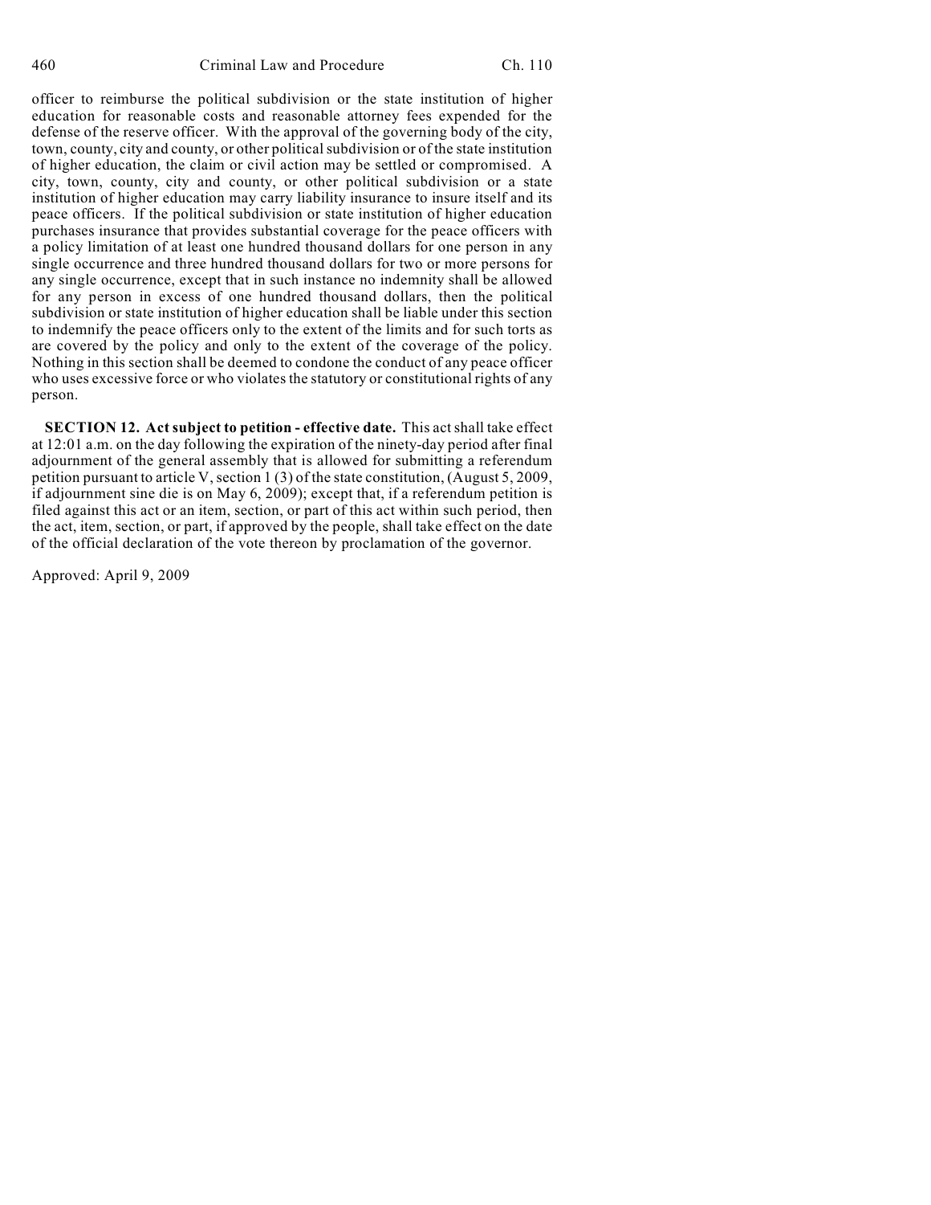officer to reimburse the political subdivision or the state institution of higher education for reasonable costs and reasonable attorney fees expended for the defense of the reserve officer. With the approval of the governing body of the city, town, county, city and county, or other political subdivision or of the state institution of higher education, the claim or civil action may be settled or compromised. A city, town, county, city and county, or other political subdivision or a state institution of higher education may carry liability insurance to insure itself and its peace officers. If the political subdivision or state institution of higher education purchases insurance that provides substantial coverage for the peace officers with a policy limitation of at least one hundred thousand dollars for one person in any single occurrence and three hundred thousand dollars for two or more persons for any single occurrence, except that in such instance no indemnity shall be allowed for any person in excess of one hundred thousand dollars, then the political subdivision or state institution of higher education shall be liable under this section to indemnify the peace officers only to the extent of the limits and for such torts as are covered by the policy and only to the extent of the coverage of the policy. Nothing in this section shall be deemed to condone the conduct of any peace officer who uses excessive force or who violates the statutory or constitutional rights of any person.

**SECTION 12. Act subject to petition - effective date.** This act shall take effect at 12:01 a.m. on the day following the expiration of the ninety-day period after final adjournment of the general assembly that is allowed for submitting a referendum petition pursuant to article V, section 1 (3) of the state constitution, (August 5, 2009, if adjournment sine die is on May 6, 2009); except that, if a referendum petition is filed against this act or an item, section, or part of this act within such period, then the act, item, section, or part, if approved by the people, shall take effect on the date of the official declaration of the vote thereon by proclamation of the governor.

Approved: April 9, 2009